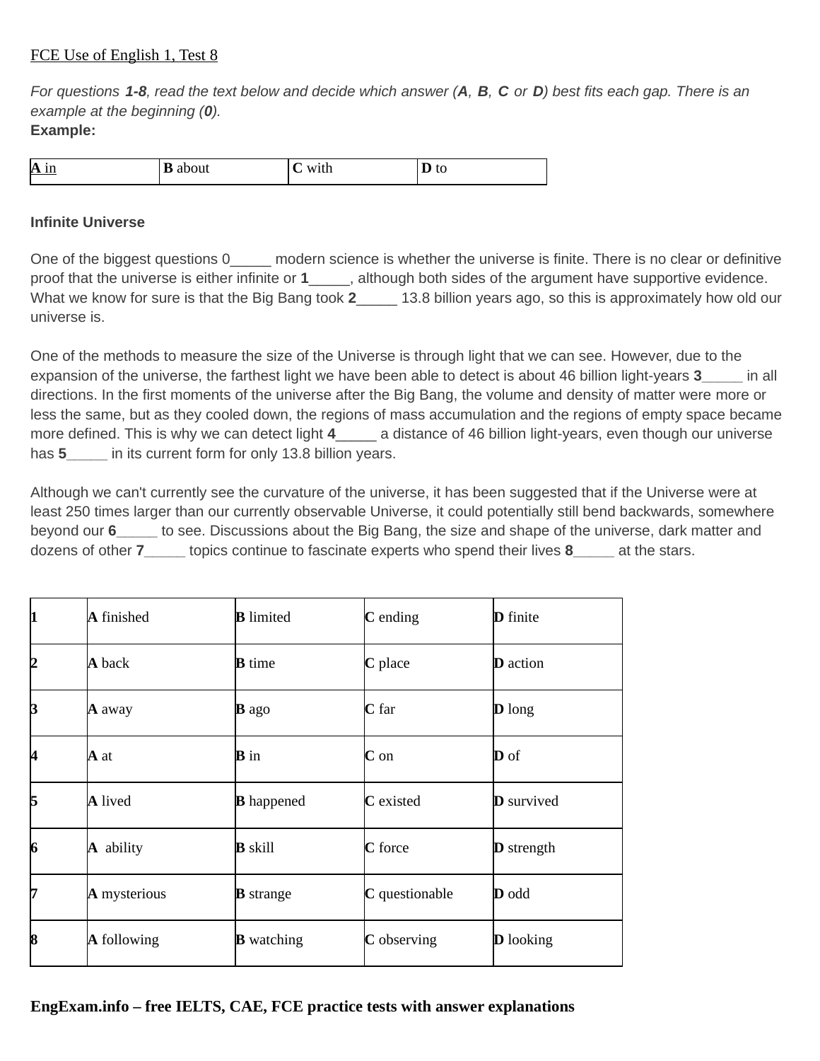FCE Use of English 1, Test 8

*For questions **1-8**, read the text below and decide which answer (**A**, **B**, **C** or **D**) best fits each gap. There is an example at the beginning (**0**).*

**Example:**

| A in | B about | C with | D to |
|---|---|---|---|

**Infinite Universe**

One of the biggest questions 0_____ modern science is whether the universe is finite. There is no clear or definitive proof that the universe is either infinite or **1**_____, although both sides of the argument have supportive evidence. What we know for sure is that the Big Bang took **2**_____ 13.8 billion years ago, so this is approximately how old our universe is.

One of the methods to measure the size of the Universe is through light that we can see. However, due to the expansion of the universe, the farthest light we have been able to detect is about 46 billion light-years **3**_____ in all directions. In the first moments of the universe after the Big Bang, the volume and density of matter were more or less the same, but as they cooled down, the regions of mass accumulation and the regions of empty space became more defined. This is why we can detect light **4**_____ a distance of 46 billion light-years, even though our universe has **5**_____ in its current form for only 13.8 billion years.

Although we can't currently see the curvature of the universe, it has been suggested that if the Universe were at least 250 times larger than our currently observable Universe, it could potentially still bend backwards, somewhere beyond our **6**_____ to see. Discussions about the Big Bang, the size and shape of the universe, dark matter and dozens of other **7**_____ topics continue to fascinate experts who spend their lives **8**_____ at the stars.

| | | | | |
|---|---|---|---|---|
| **1** | **A** finished | **B** limited | **C** ending | **D** finite |
| **2** | **A** back | **B** time | **C** place | **D** action |
| **3** | **A** away | **B** ago | **C** far | **D** long |
| **4** | **A** at | **B** in | **C** on | **D** of |
| **5** | **A** lived | **B** happened | **C** existed | **D** survived |
| **6** | **A** ability | **B** skill | **C** force | **D** strength |
| **7** | **A** mysterious | **B** strange | **C** questionable | **D** odd |
| **8** | **A** following | **B** watching | **C** observing | **D** looking |

**EngExam.info – free IELTS, CAE, FCE practice tests with answer explanations**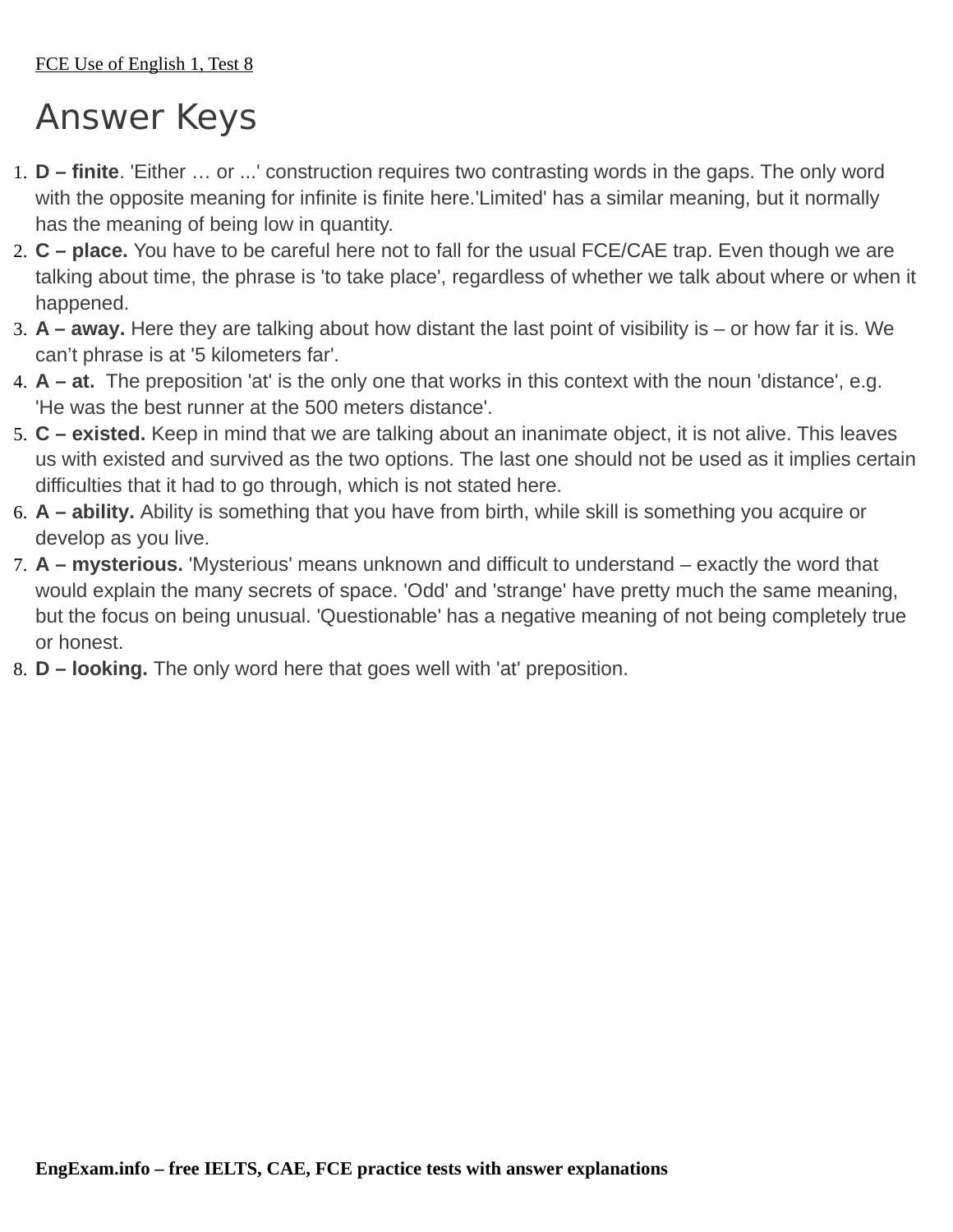FCE Use of English 1, Test 8

# Answer Keys

1. **D – finite**. 'Either … or ...' construction requires two contrasting words in the gaps. The only word with the opposite meaning for infinite is finite here.'Limited' has a similar meaning, but it normally has the meaning of being low in quantity.
2. **C – place.** You have to be careful here not to fall for the usual FCE/CAE trap. Even though we are talking about time, the phrase is 'to take place', regardless of whether we talk about where or when it happened.
3. **A – away.** Here they are talking about how distant the last point of visibility is – or how far it is. We can't phrase is at '5 kilometers far'.
4. **A – at.** The preposition 'at' is the only one that works in this context with the noun 'distance', e.g. 'He was the best runner at the 500 meters distance'.
5. **C – existed.** Keep in mind that we are talking about an inanimate object, it is not alive. This leaves us with existed and survived as the two options. The last one should not be used as it implies certain difficulties that it had to go through, which is not stated here.
6. **A – ability.** Ability is something that you have from birth, while skill is something you acquire or develop as you live.
7. **A – mysterious.** 'Mysterious' means unknown and difficult to understand – exactly the word that would explain the many secrets of space. 'Odd' and 'strange' have pretty much the same meaning, but the focus on being unusual. 'Questionable' has a negative meaning of not being completely true or honest.
8. **D – looking.** The only word here that goes well with 'at' preposition.